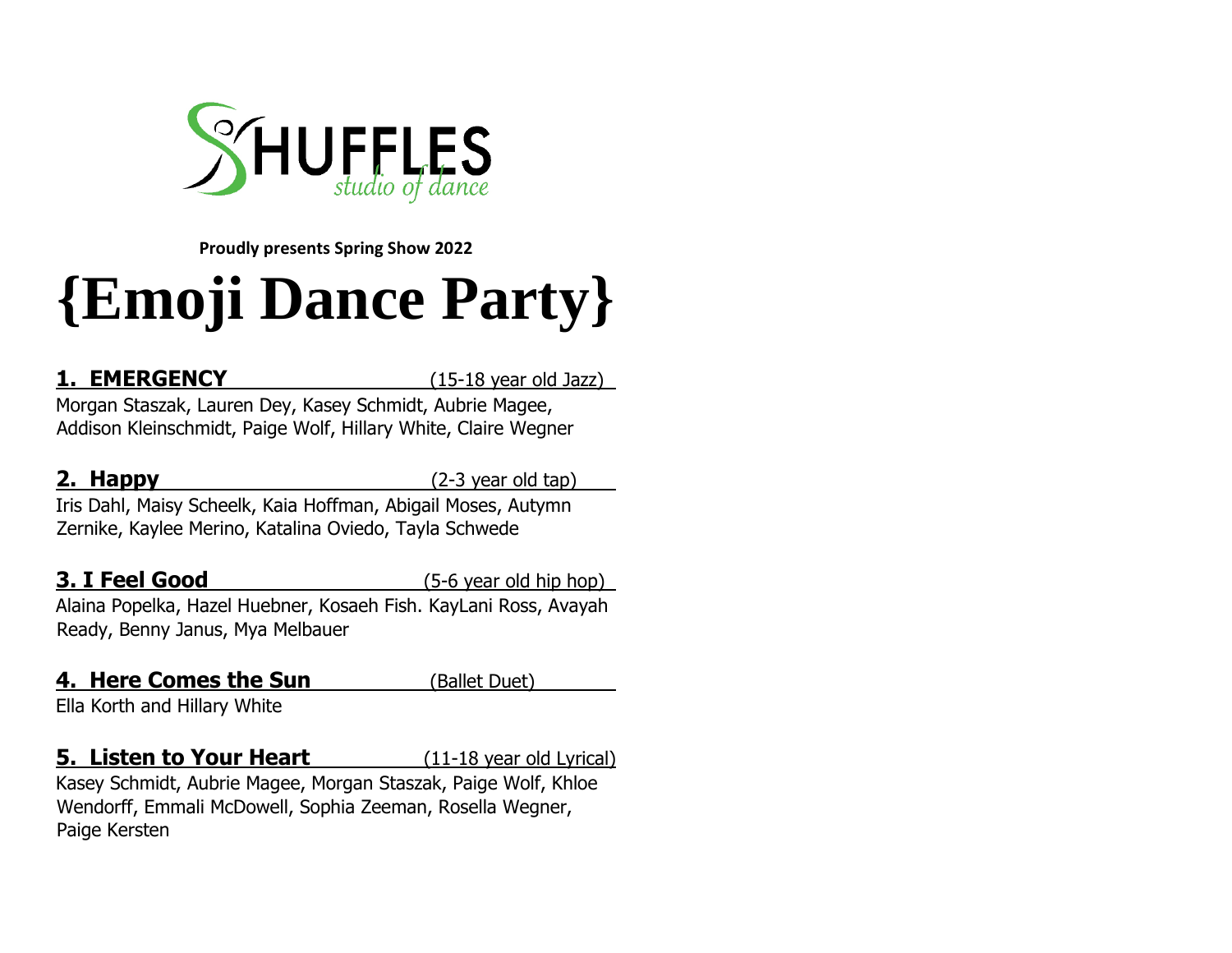SHUFFLES
studio of dance

**Proudly presents Spring Show 2022**

# {Emoji Dance Party}

**1. EMERGENCY** (15-18 year old Jazz)

Morgan Staszak, Lauren Dey, Kasey Schmidt, Aubrie Magee, Addison Kleinschmidt, Paige Wolf, Hillary White, Claire Wegner

**2. Happy** (2-3 year old tap)

Iris Dahl, Maisy Scheelk, Kaia Hoffman, Abigail Moses, Autymn Zernike, Kaylee Merino, Katalina Oviedo, Tayla Schwede

**3. I Feel Good** (5-6 year old hip hop)

Alaina Popelka, Hazel Huebner, Kosaeh Fish. KayLani Ross, Avayah Ready, Benny Janus, Mya Melbauer

**4. Here Comes the Sun** (Ballet Duet)

Ella Korth and Hillary White

**5. Listen to Your Heart** (11-18 year old Lyrical)

Kasey Schmidt, Aubrie Magee, Morgan Staszak, Paige Wolf, Khloe Wendorff, Emmali McDowell, Sophia Zeeman, Rosella Wegner, Paige Kersten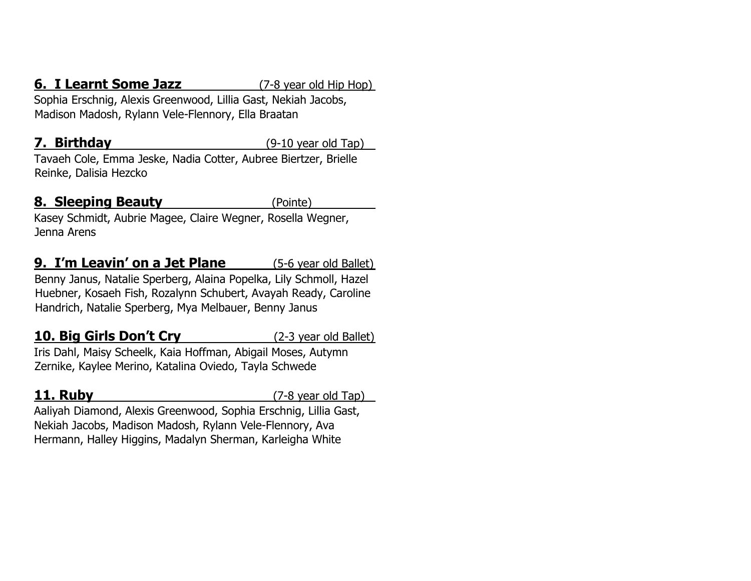**6. I Learnt Some Jazz** (7-8 year old Hip Hop)
Sophia Erschnig, Alexis Greenwood, Lillia Gast, Nekiah Jacobs, Madison Madosh, Rylann Vele-Flennory, Ella Braatan

**7. Birthday** (9-10 year old Tap)
Tavaeh Cole, Emma Jeske, Nadia Cotter, Aubree Biertzer, Brielle Reinke, Dalisia Hezcko

**8. Sleeping Beauty** (Pointe)
Kasey Schmidt, Aubrie Magee, Claire Wegner, Rosella Wegner, Jenna Arens

**9. I'm Leavin' on a Jet Plane** (5-6 year old Ballet)
Benny Janus, Natalie Sperberg, Alaina Popelka, Lily Schmoll, Hazel Huebner, Kosaeh Fish, Rozalynn Schubert, Avayah Ready, Caroline Handrich, Natalie Sperberg, Mya Melbauer, Benny Janus

**10. Big Girls Don't Cry** (2-3 year old Ballet)
Iris Dahl, Maisy Scheelk, Kaia Hoffman, Abigail Moses, Autymn Zernike, Kaylee Merino, Katalina Oviedo, Tayla Schwede

**11. Ruby** (7-8 year old Tap)
Aaliyah Diamond, Alexis Greenwood, Sophia Erschnig, Lillia Gast, Nekiah Jacobs, Madison Madosh, Rylann Vele-Flennory, Ava Hermann, Halley Higgins, Madalyn Sherman, Karleigha White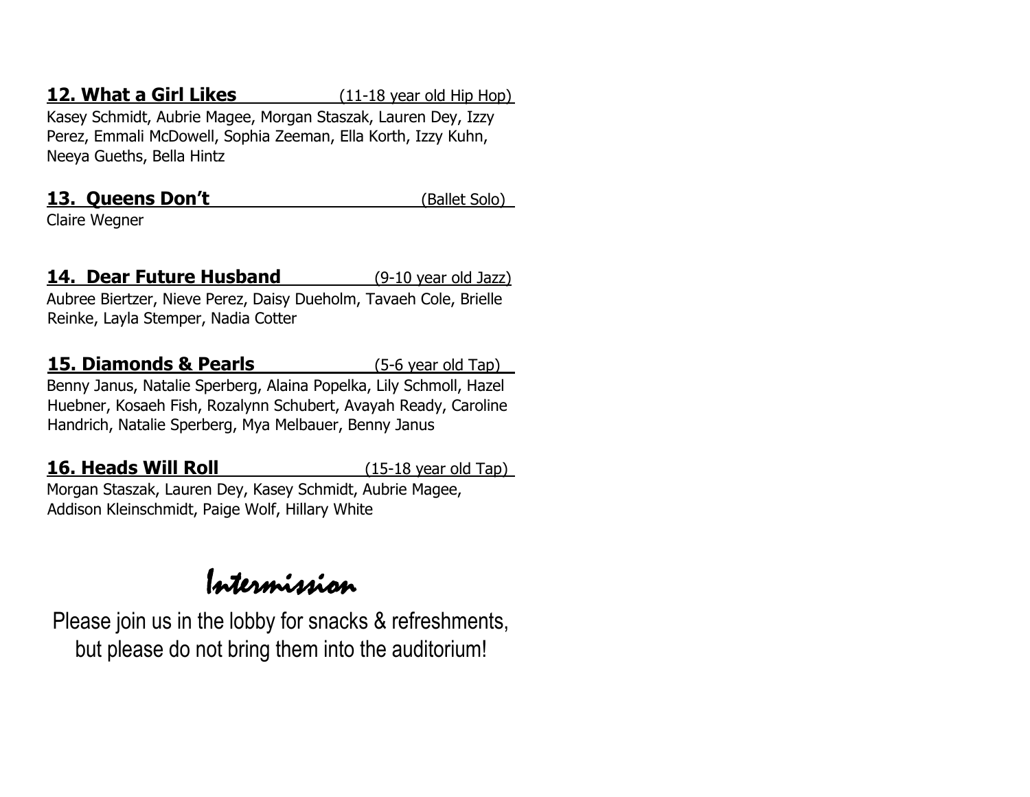**12. What a Girl Likes** (11-18 year old Hip Hop)

Kasey Schmidt, Aubrie Magee, Morgan Staszak, Lauren Dey, Izzy Perez, Emmali McDowell, Sophia Zeeman, Ella Korth, Izzy Kuhn, Neeya Gueths, Bella Hintz

**13. Queens Don't** (Ballet Solo)

Claire Wegner

**14. Dear Future Husband** (9-10 year old Jazz)

Aubree Biertzer, Nieve Perez, Daisy Dueholm, Tavaeh Cole, Brielle Reinke, Layla Stemper, Nadia Cotter

**15. Diamonds & Pearls** (5-6 year old Tap)

Benny Janus, Natalie Sperberg, Alaina Popelka, Lily Schmoll, Hazel Huebner, Kosaeh Fish, Rozalynn Schubert, Avayah Ready, Caroline Handrich, Natalie Sperberg, Mya Melbauer, Benny Janus

**16. Heads Will Roll** (15-18 year old Tap)

Morgan Staszak, Lauren Dey, Kasey Schmidt, Aubrie Magee, Addison Kleinschmidt, Paige Wolf, Hillary White

# Intermission

Please join us in the lobby for snacks & refreshments, but please do not bring them into the auditorium!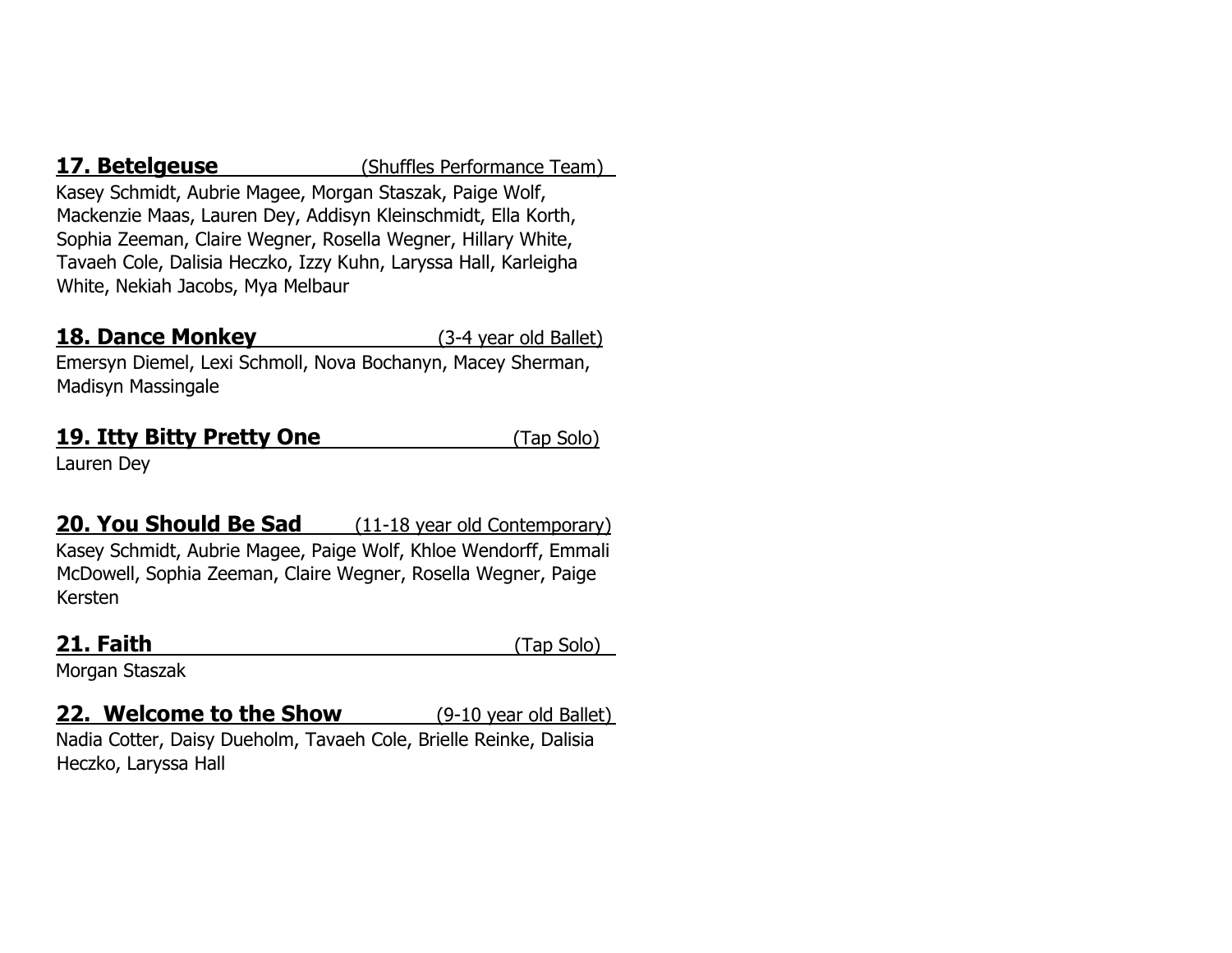**17. Betelgeuse** (Shuffles Performance Team)

Kasey Schmidt, Aubrie Magee, Morgan Staszak, Paige Wolf, Mackenzie Maas, Lauren Dey, Addisyn Kleinschmidt, Ella Korth, Sophia Zeeman, Claire Wegner, Rosella Wegner, Hillary White, Tavaeh Cole, Dalisia Heczko, Izzy Kuhn, Laryssa Hall, Karleigha White, Nekiah Jacobs, Mya Melbaur

**18. Dance Monkey** (3-4 year old Ballet)

Emersyn Diemel, Lexi Schmoll, Nova Bochanyn, Macey Sherman, Madisyn Massingale

**19. Itty Bitty Pretty One** (Tap Solo)

Lauren Dey

**20. You Should Be Sad** (11-18 year old Contemporary)

Kasey Schmidt, Aubrie Magee, Paige Wolf, Khloe Wendorff, Emmali McDowell, Sophia Zeeman, Claire Wegner, Rosella Wegner, Paige Kersten

**21. Faith** (Tap Solo)

Morgan Staszak

**22. Welcome to the Show** (9-10 year old Ballet)

Nadia Cotter, Daisy Dueholm, Tavaeh Cole, Brielle Reinke, Dalisia Heczko, Laryssa Hall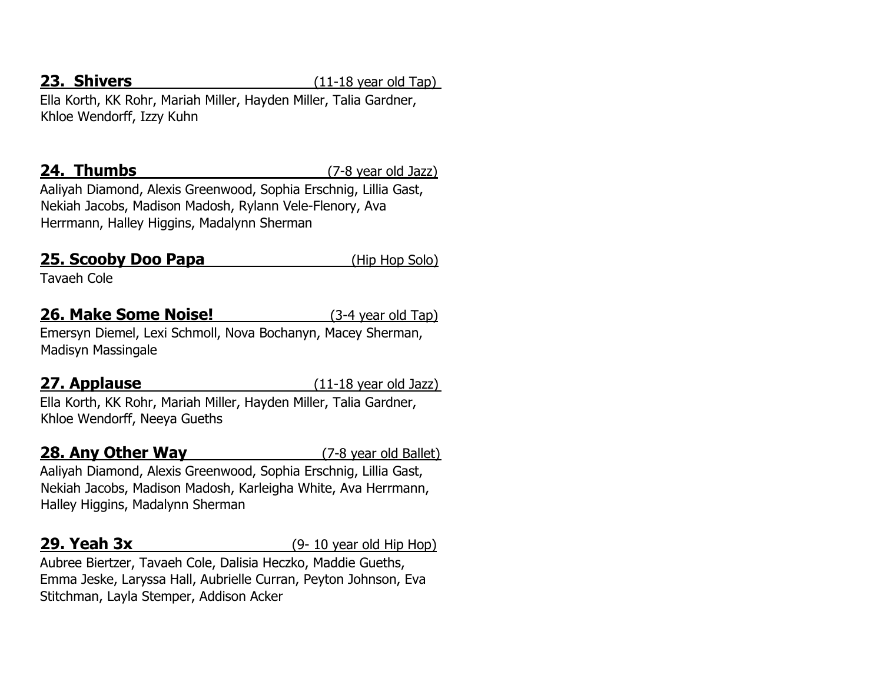**23. Shivers** (11-18 year old Tap)

Ella Korth, KK Rohr, Mariah Miller, Hayden Miller, Talia Gardner, Khloe Wendorff, Izzy Kuhn

**24. Thumbs** (7-8 year old Jazz)

Aaliyah Diamond, Alexis Greenwood, Sophia Erschnig, Lillia Gast, Nekiah Jacobs, Madison Madosh, Rylann Vele-Flenory, Ava Herrmann, Halley Higgins, Madalynn Sherman

**25. Scooby Doo Papa** (Hip Hop Solo)

Tavaeh Cole

**26. Make Some Noise!** (3-4 year old Tap)

Emersyn Diemel, Lexi Schmoll, Nova Bochanyn, Macey Sherman, Madisyn Massingale

**27. Applause** (11-18 year old Jazz)

Ella Korth, KK Rohr, Mariah Miller, Hayden Miller, Talia Gardner, Khloe Wendorff, Neeya Gueths

**28. Any Other Way** (7-8 year old Ballet)

Aaliyah Diamond, Alexis Greenwood, Sophia Erschnig, Lillia Gast, Nekiah Jacobs, Madison Madosh, Karleigha White, Ava Herrmann, Halley Higgins, Madalynn Sherman

**29. Yeah 3x** (9- 10 year old Hip Hop)

Aubree Biertzer, Tavaeh Cole, Dalisia Heczko, Maddie Gueths, Emma Jeske, Laryssa Hall, Aubrielle Curran, Peyton Johnson, Eva Stitchman, Layla Stemper, Addison Acker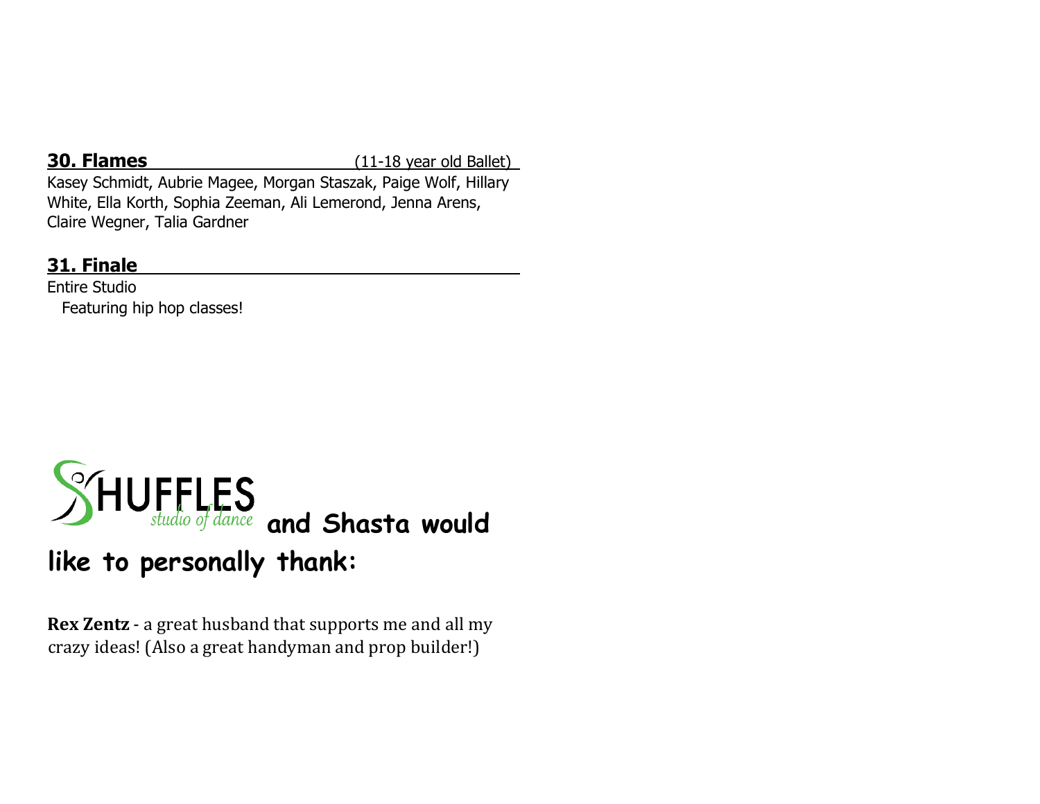**30. Flames** (11-18 year old Ballet)

Kasey Schmidt, Aubrie Magee, Morgan Staszak, Paige Wolf, Hillary White, Ella Korth, Sophia Zeeman, Ali Lemerond, Jenna Arens, Claire Wegner, Talia Gardner

**31. Finale**

Entire Studio

Featuring hip hop classes!

## SHUFFLES studio of dance and Shasta would like to personally thank:

**Rex Zentz** - a great husband that supports me and all my crazy ideas! (Also a great handyman and prop builder!)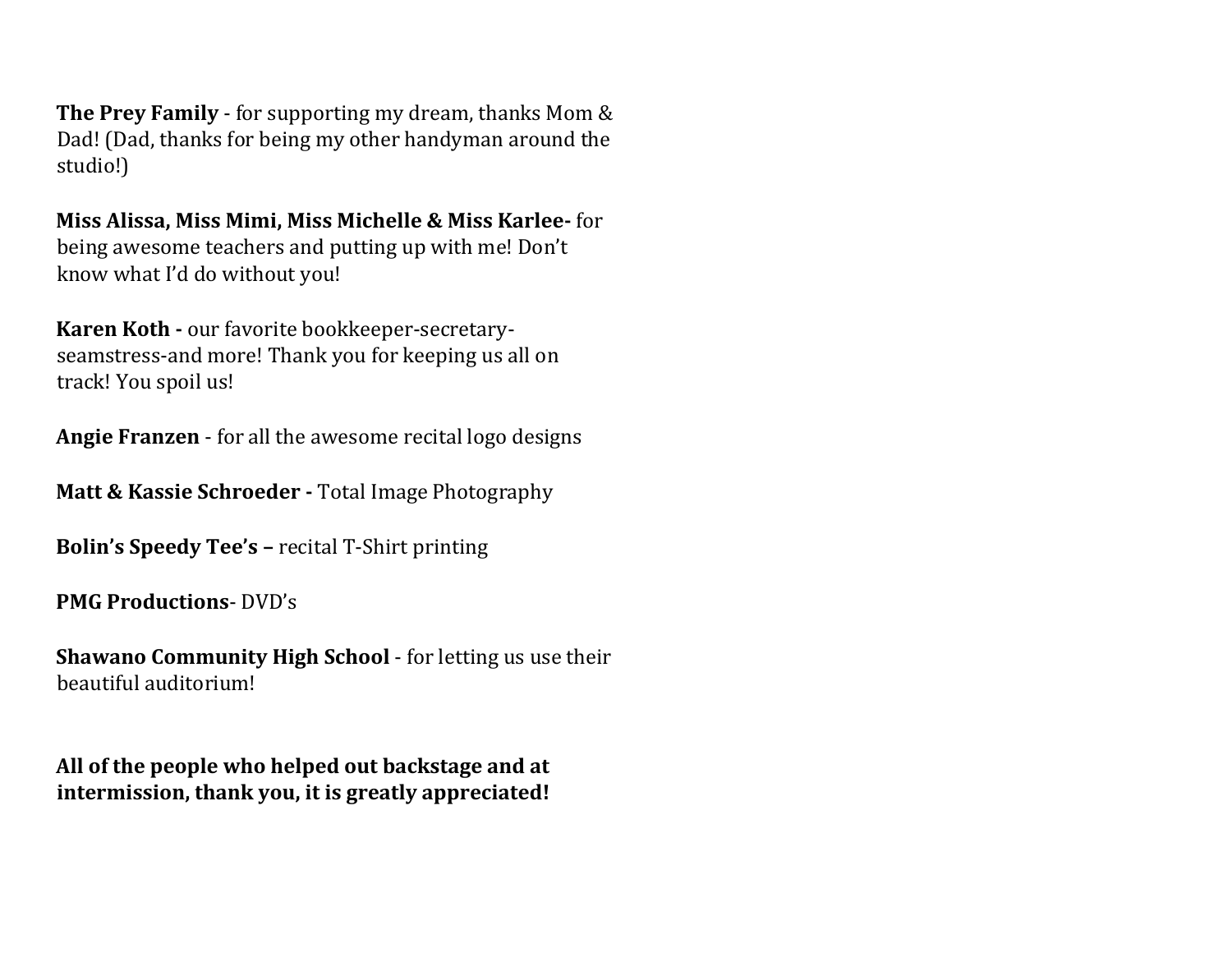**The Prey Family** - for supporting my dream, thanks Mom & Dad! (Dad, thanks for being my other handyman around the studio!)

**Miss Alissa, Miss Mimi, Miss Michelle & Miss Karlee-** for being awesome teachers and putting up with me! Don't know what I'd do without you!

**Karen Koth -** our favorite bookkeeper-secretary-seamstress-and more! Thank you for keeping us all on track! You spoil us!

**Angie Franzen** - for all the awesome recital logo designs

**Matt & Kassie Schroeder -** Total Image Photography

**Bolin's Speedy Tee's –** recital T-Shirt printing

**PMG Productions**- DVD's

**Shawano Community High School** - for letting us use their beautiful auditorium!

**All of the people who helped out backstage and at intermission, thank you, it is greatly appreciated!**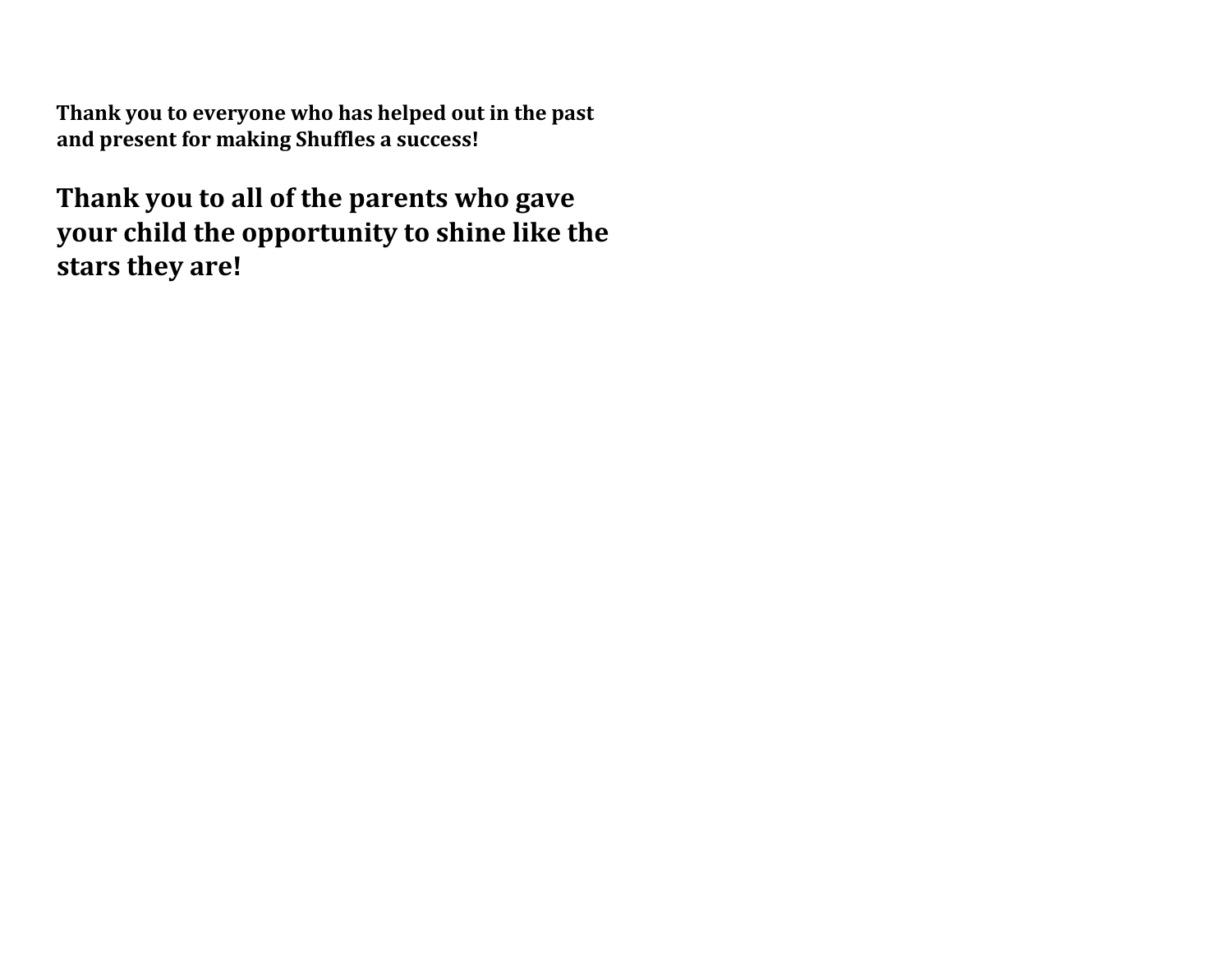**Thank you to everyone who has helped out in the past and present for making Shuffles a success!**

**Thank you to all of the parents who gave your child the opportunity to shine like the stars they are!**